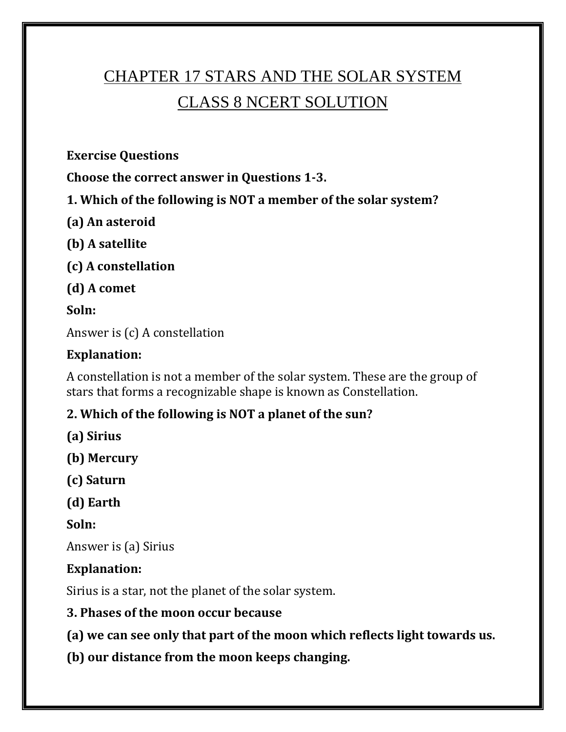# CHAPTER 17 STARS AND THE SOLAR SYSTEM

# CLASS 8 NCERT SOLUTION

**Exercise Questions**

**Choose the correct answer in Questions 1-3.**

**1. Which of the following is NOT a member of the solar system?**

**(a) An asteroid**

**(b) A satellite**

**(c) A constellation**

**(d) A comet**

**Soln:**

Answer is (c) A constellation

**Explanation:**

A constellation is not a member of the solar system. These are the group of stars that forms a recognizable shape is known as Constellation.

**2. Which of the following is NOT a planet of the sun?**

**(a) Sirius**

**(b) Mercury**

**(c) Saturn**

**(d) Earth**

**Soln:**

Answer is (a) Sirius

**Explanation:**

Sirius is a star, not the planet of the solar system.

**3. Phases of the moon occur because**

**(a) we can see only that part of the moon which reflects light towards us.**

**(b) our distance from the moon keeps changing.**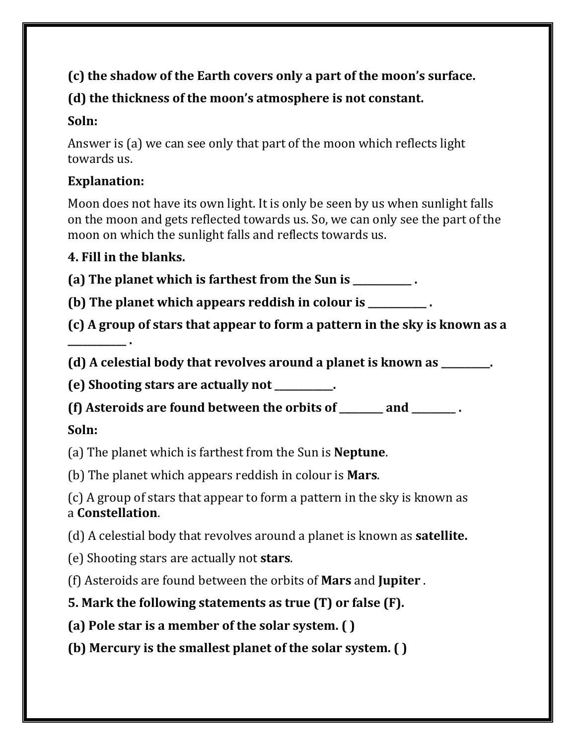**(c) the shadow of the Earth covers only a part of the moon's surface.**

**(d) the thickness of the moon's atmosphere is not constant.**

**Soln:**

Answer is (a) we can see only that part of the moon which reflects light towards us.

**Explanation:**

Moon does not have its own light. It is only be seen by us when sunlight falls on the moon and gets reflected towards us. So, we can only see the part of the moon on which the sunlight falls and reflects towards us.

**4. Fill in the blanks.**

**(a) The planet which is farthest from the Sun is ____________ .**

**(b) The planet which appears reddish in colour is ____________ .**

**(c) A group of stars that appear to form a pattern in the sky is known as a ____________ .**

**(d) A celestial body that revolves around a planet is known as __________.**

**(e) Shooting stars are actually not ____________.**

**(f) Asteroids are found between the orbits of _________ and _________ .**

**Soln:**

(a) The planet which is farthest from the Sun is **Neptune**.

(b) The planet which appears reddish in colour is **Mars**.

(c) A group of stars that appear to form a pattern in the sky is known as a **Constellation**.

(d) A celestial body that revolves around a planet is known as **satellite.**

(e) Shooting stars are actually not **stars**.

(f) Asteroids are found between the orbits of **Mars** and **Jupiter** .

**5. Mark the following statements as true (T) or false (F).**

**(a) Pole star is a member of the solar system. ( )**

**(b) Mercury is the smallest planet of the solar system. ( )**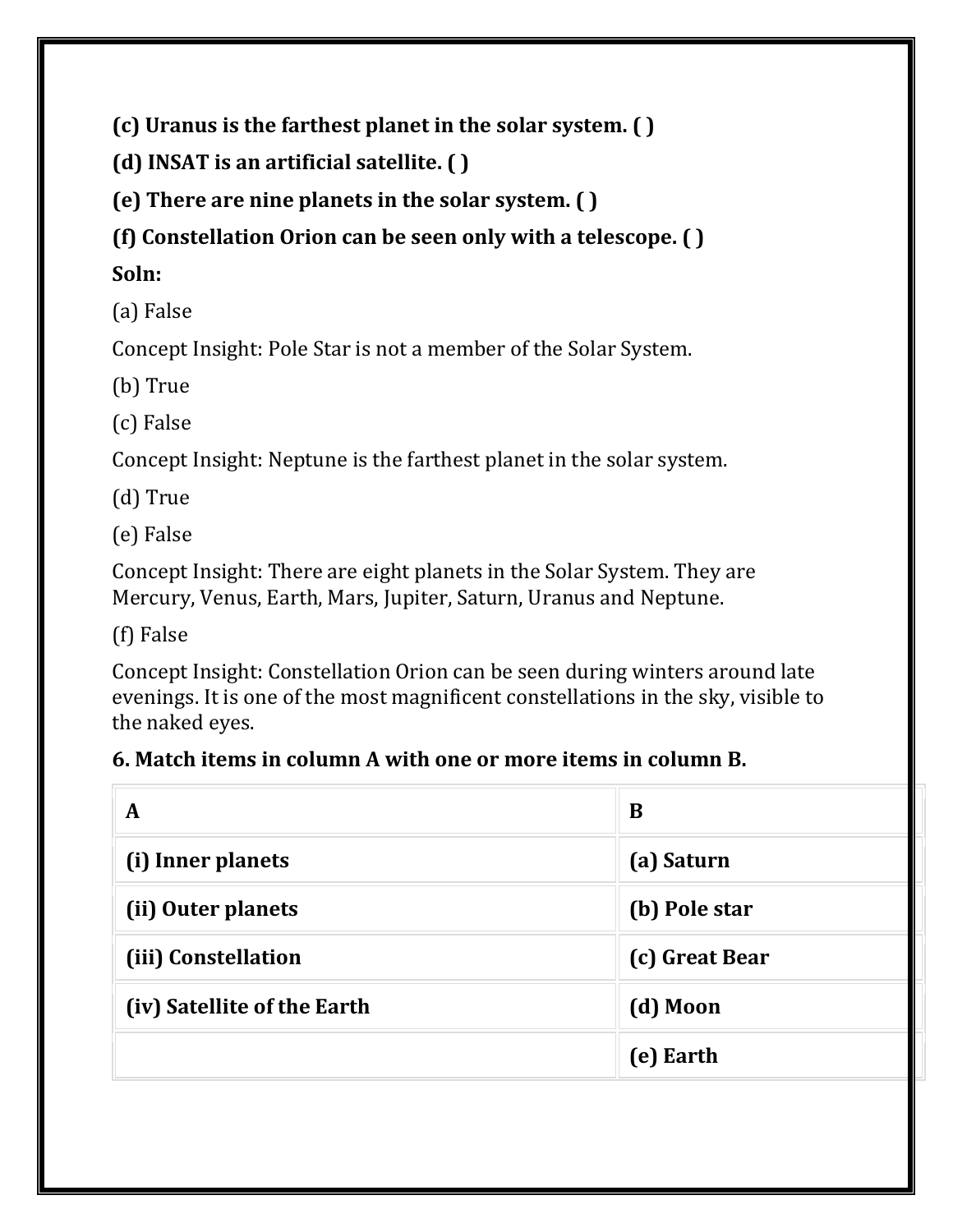**(c) Uranus is the farthest planet in the solar system. ( )**

**(d) INSAT is an artificial satellite. ( )**

**(e) There are nine planets in the solar system. ( )**

**(f) Constellation Orion can be seen only with a telescope. ( )**

**Soln:**

(a) False

Concept Insight: Pole Star is not a member of the Solar System.

(b) True

(c) False

Concept Insight: Neptune is the farthest planet in the solar system.

(d) True

(e) False

Concept Insight: There are eight planets in the Solar System. They are Mercury, Venus, Earth, Mars, Jupiter, Saturn, Uranus and Neptune.

(f) False

Concept Insight: Constellation Orion can be seen during winters around late evenings. It is one of the most magnificent constellations in the sky, visible to the naked eyes.

**6. Match items in column A with one or more items in column B.**

| A | B |
|---|---|
| **(i) Inner planets** | **(a) Saturn** |
| **(ii) Outer planets** | **(b) Pole star** |
| **(iii) Constellation** | **(c) Great Bear** |
| **(iv) Satellite of the Earth** | **(d) Moon** |
| | **(e) Earth** |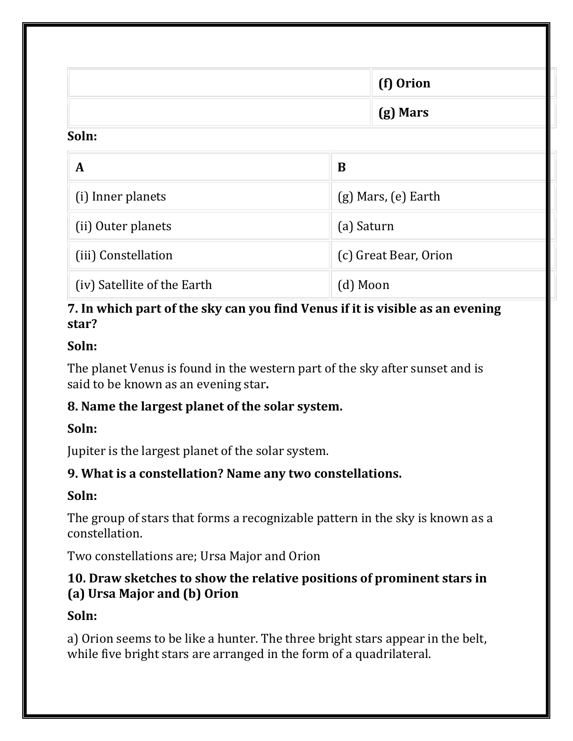| | |
|---|---|
| | **(f) Orion** |
| | **(g) Mars** |

**Soln:**

| A | B |
|---|---|
| (i) Inner planets | (g) Mars, (e) Earth |
| (ii) Outer planets | (a) Saturn |
| (iii) Constellation | (c) Great Bear, Orion |
| (iv) Satellite of the Earth | (d) Moon |

**7. In which part of the sky can you find Venus if it is visible as an evening star?**

**Soln:**

The planet Venus is found in the western part of the sky after sunset and is said to be known as an evening star**.**

**8. Name the largest planet of the solar system.**

**Soln:**

Jupiter is the largest planet of the solar system.

**9. What is a constellation? Name any two constellations.**

**Soln:**

The group of stars that forms a recognizable pattern in the sky is known as a constellation.

Two constellations are; Ursa Major and Orion

**10. Draw sketches to show the relative positions of prominent stars in (a) Ursa Major and (b) Orion**

**Soln:**

a) Orion seems to be like a hunter. The three bright stars appear in the belt, while five bright stars are arranged in the form of a quadrilateral.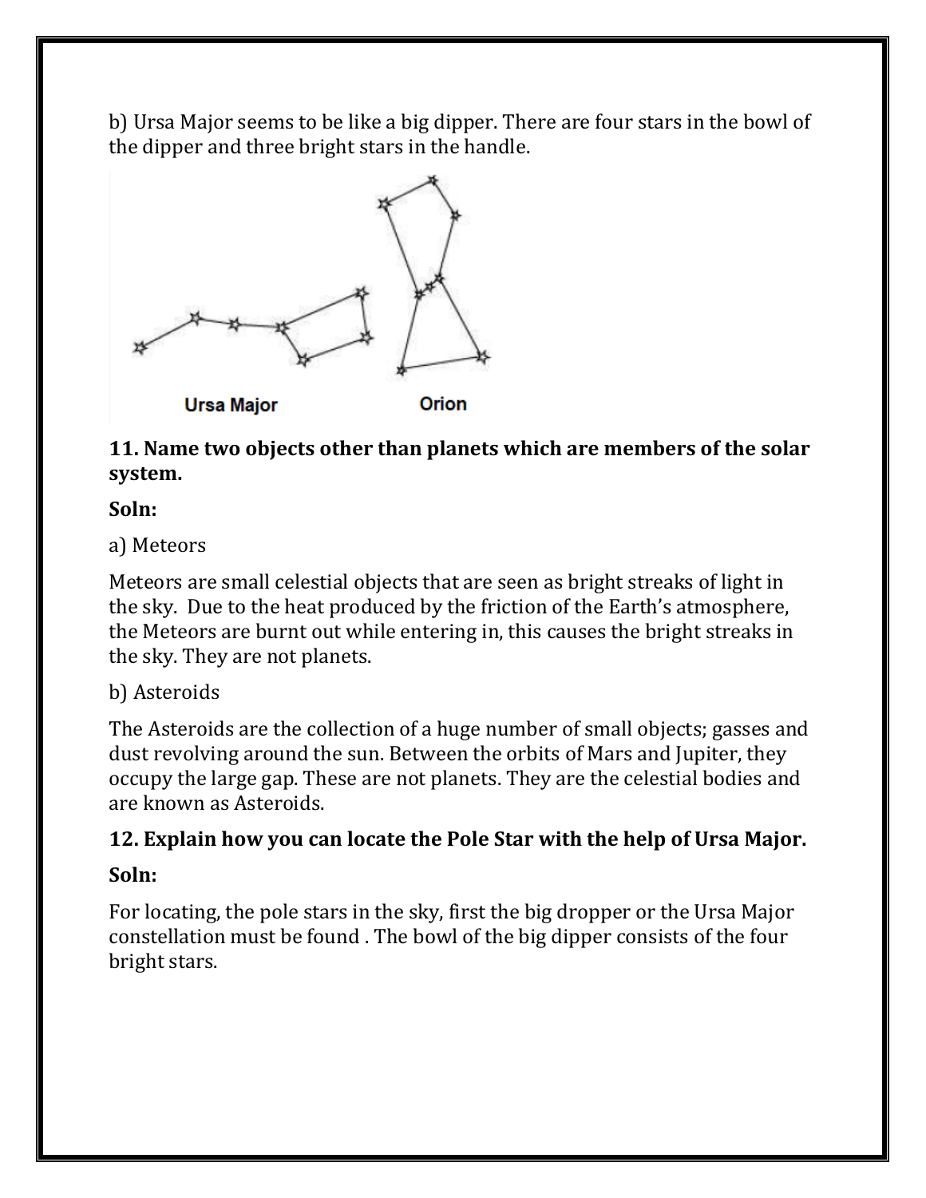b) Ursa Major seems to be like a big dipper. There are four stars in the bowl of the dipper and three bright stars in the handle.

Ursa Major Orion

**11. Name two objects other than planets which are members of the solar system.**

**Soln:**

a) Meteors

Meteors are small celestial objects that are seen as bright streaks of light in the sky. Due to the heat produced by the friction of the Earth's atmosphere, the Meteors are burnt out while entering in, this causes the bright streaks in the sky. They are not planets.

b) Asteroids

The Asteroids are the collection of a huge number of small objects; gasses and dust revolving around the sun. Between the orbits of Mars and Jupiter, they occupy the large gap. These are not planets. They are the celestial bodies and are known as Asteroids.

**12. Explain how you can locate the Pole Star with the help of Ursa Major.**

**Soln:**

For locating, the pole stars in the sky, first the big dropper or the Ursa Major constellation must be found . The bowl of the big dipper consists of the four bright stars.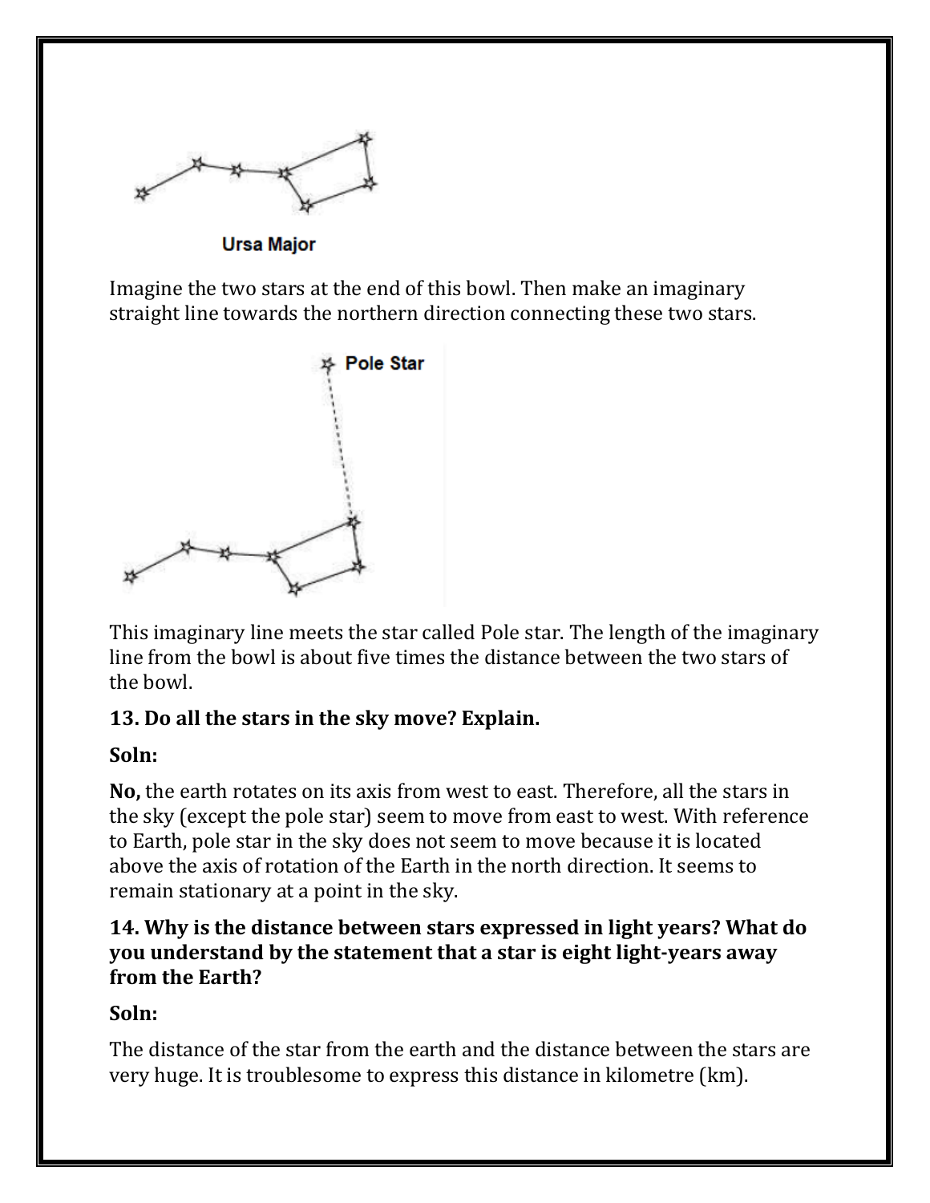Ursa Major

Imagine the two stars at the end of this bowl. Then make an imaginary straight line towards the northern direction connecting these two stars.

Pole Star

This imaginary line meets the star called Pole star. The length of the imaginary line from the bowl is about five times the distance between the two stars of the bowl.

**13. Do all the stars in the sky move? Explain.**

**Soln:**

**No,** the earth rotates on its axis from west to east. Therefore, all the stars in the sky (except the pole star) seem to move from east to west. With reference to Earth, pole star in the sky does not seem to move because it is located above the axis of rotation of the Earth in the north direction. It seems to remain stationary at a point in the sky.

**14. Why is the distance between stars expressed in light years? What do you understand by the statement that a star is eight light-years away from the Earth?**

**Soln:**

The distance of the star from the earth and the distance between the stars are very huge. It is troublesome to express this distance in kilometre (km).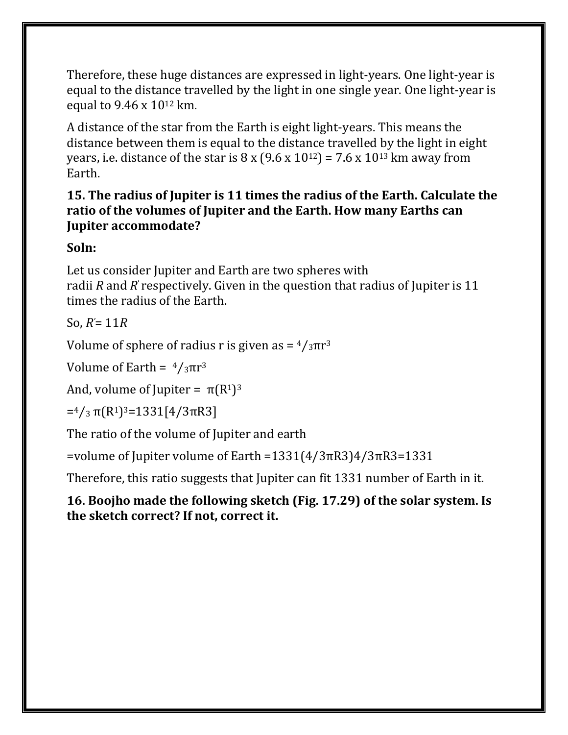Therefore, these huge distances are expressed in light-years. One light-year is equal to the distance travelled by the light in one single year. One light-year is equal to $9.46 \times 10^{12}$ km.

A distance of the star from the Earth is eight light-years. This means the distance between them is equal to the distance travelled by the light in eight years, i.e. distance of the star is $8 \times (9.6 \times 10^{12}) = 7.6 \times 10^{13}$ km away from Earth.

**15. The radius of Jupiter is 11 times the radius of the Earth. Calculate the ratio of the volumes of Jupiter and the Earth. How many Earths can Jupiter accommodate?**

**Soln:**

Let us consider Jupiter and Earth are two spheres with radii $R$ and $R'$ respectively. Given in the question that radius of Jupiter is 11 times the radius of the Earth.

So, $R' = 11R$

Volume of sphere of radius r is given as $= \frac{4}{3}\pi r^3$

Volume of Earth $= \frac{4}{3}\pi r^3$

And, volume of Jupiter $= \pi(R^1)^3$

$= \frac{4}{3}\pi(R^1)^3 = 1331[4/3\pi R3]$

The ratio of the volume of Jupiter and earth

=volume of Jupiter volume of Earth =1331(4/3πR3)4/3πR3=1331

Therefore, this ratio suggests that Jupiter can fit 1331 number of Earth in it.

**16. Boojho made the following sketch (Fig. 17.29) of the solar system. Is the sketch correct? If not, correct it.**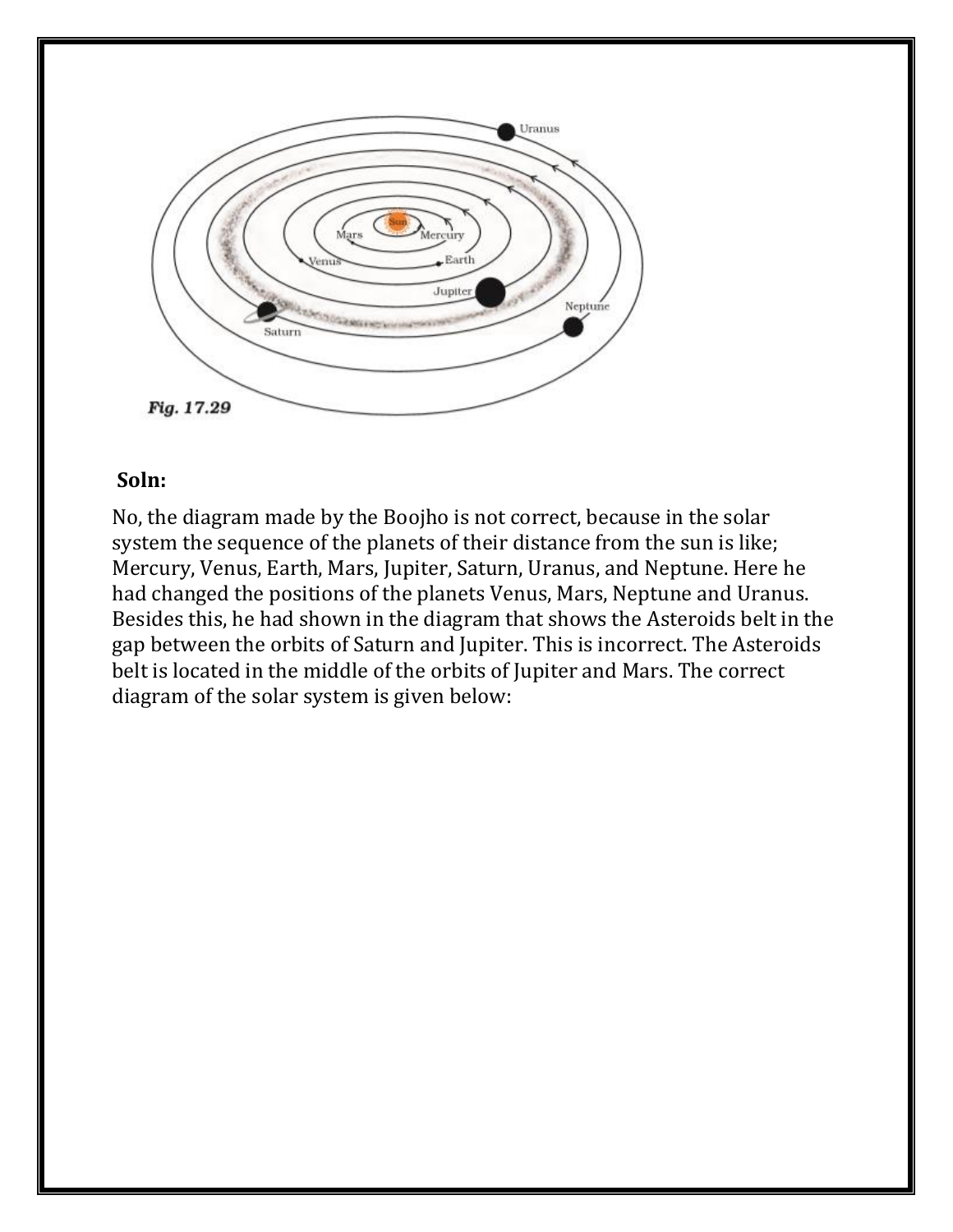Fig. 17.29

**Soln:**

No, the diagram made by the Boojho is not correct, because in the solar system the sequence of the planets of their distance from the sun is like; Mercury, Venus, Earth, Mars, Jupiter, Saturn, Uranus, and Neptune. Here he had changed the positions of the planets Venus, Mars, Neptune and Uranus. Besides this, he had shown in the diagram that shows the Asteroids belt in the gap between the orbits of Saturn and Jupiter. This is incorrect. The Asteroids belt is located in the middle of the orbits of Jupiter and Mars. The correct diagram of the solar system is given below: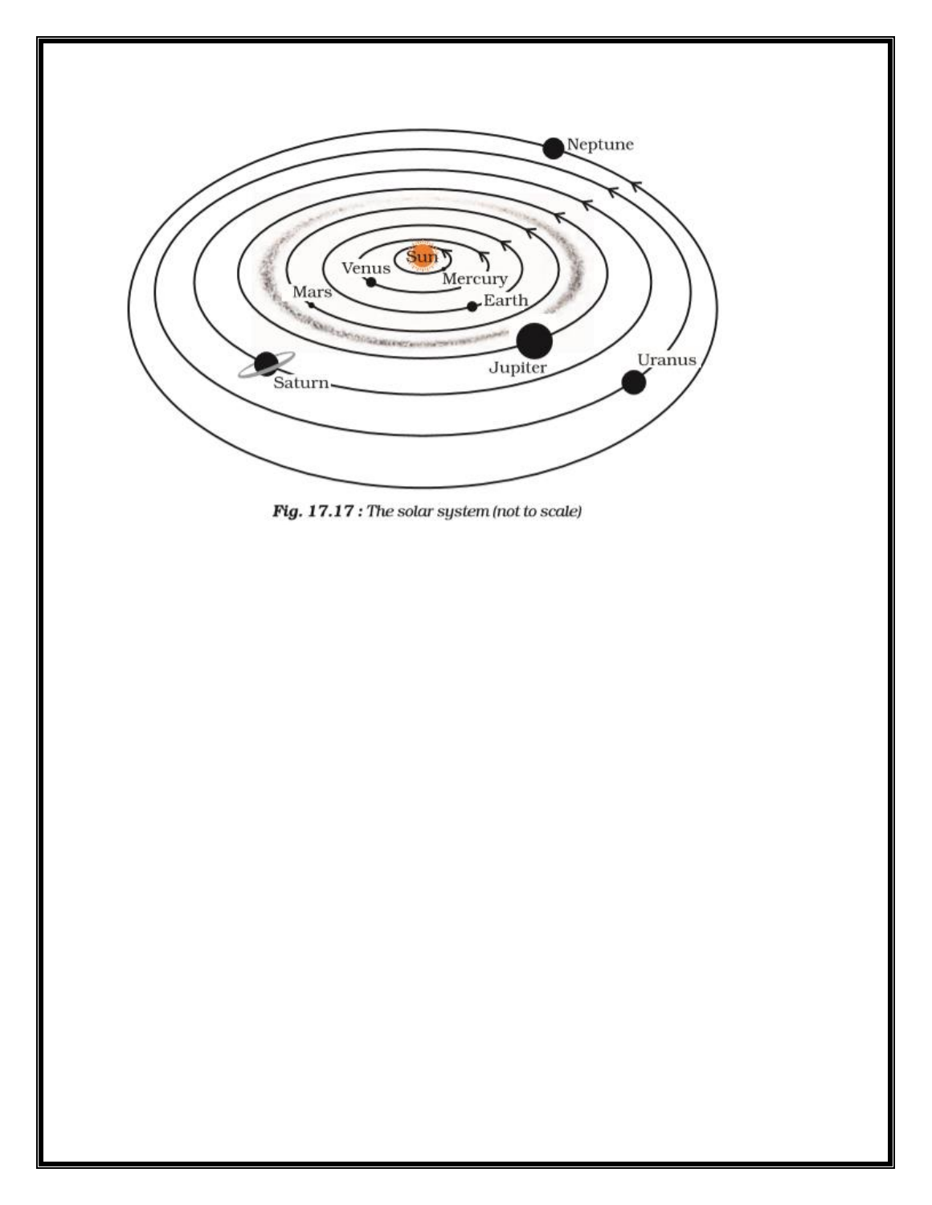Neptune

Sun

Venus

Mercury

Mars

Earth

Jupiter

Uranus

Saturn

***Fig. 17.17 :*** *The solar system (not to scale)*